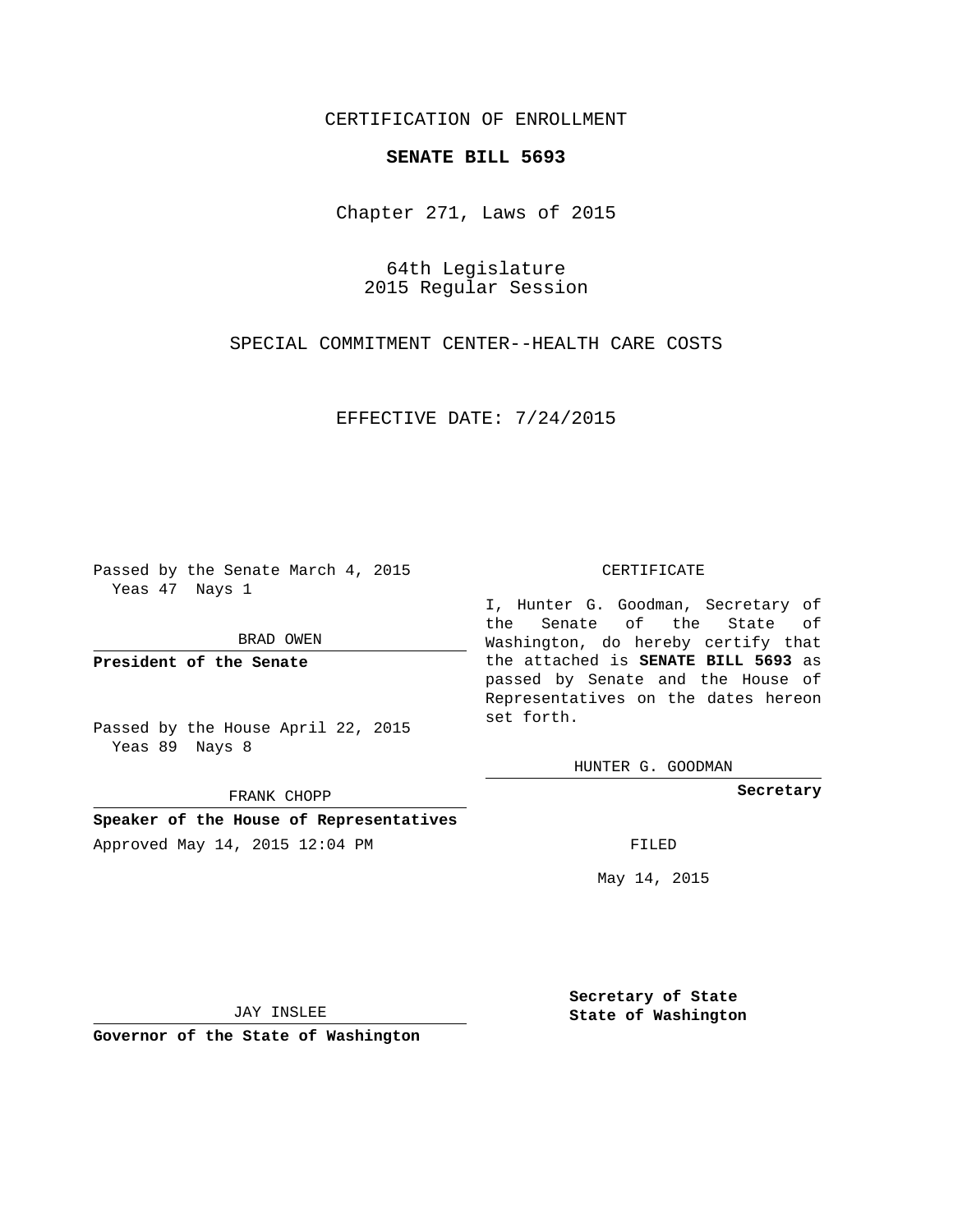CERTIFICATION OF ENROLLMENT

**SENATE BILL 5693**

Chapter 271, Laws of 2015

64th Legislature
2015 Regular Session

SPECIAL COMMITMENT CENTER--HEALTH CARE COSTS

EFFECTIVE DATE: 7/24/2015

Passed by the Senate March 4, 2015
Yeas 47 Nays 1

BRAD OWEN

**President of the Senate**

Passed by the House April 22, 2015
Yeas 89 Nays 8

FRANK CHOPP

**Speaker of the House of Representatives**

Approved May 14, 2015 12:04 PM

JAY INSLEE

**Governor of the State of Washington**

CERTIFICATE

I, Hunter G. Goodman, Secretary of the Senate of the State of Washington, do hereby certify that the attached is **SENATE BILL 5693** as passed by Senate and the House of Representatives on the dates hereon set forth.

HUNTER G. GOODMAN

**Secretary**

FILED

May 14, 2015

**Secretary of State**
**State of Washington**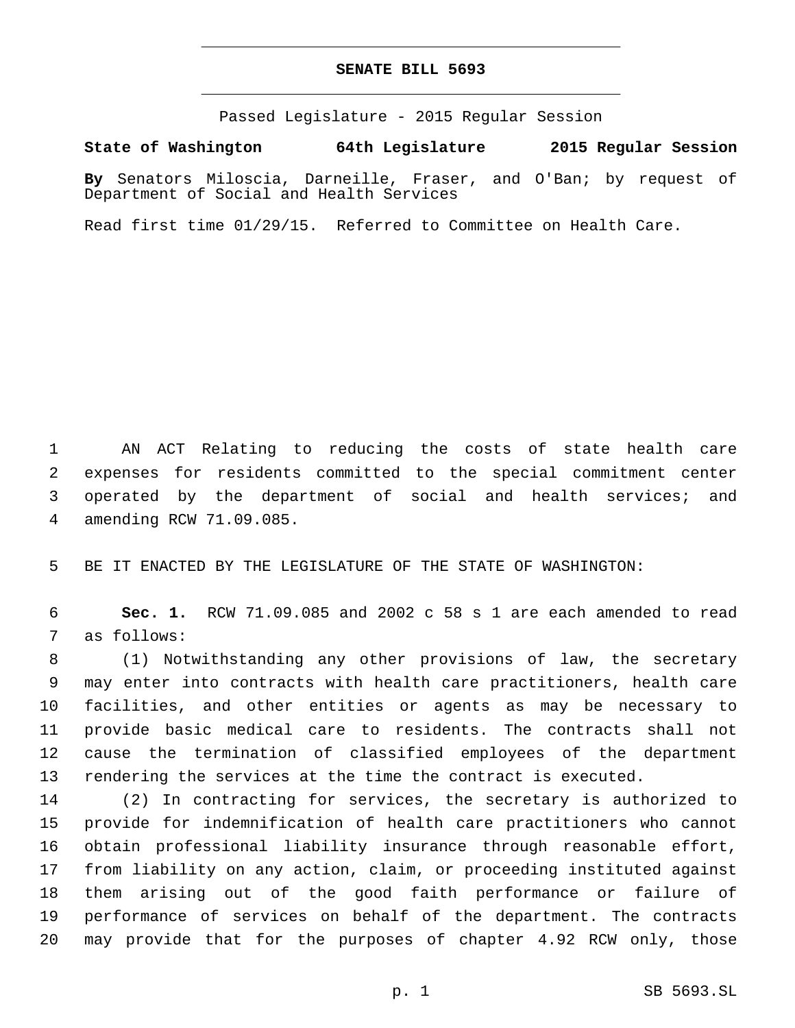**SENATE BILL 5693**

Passed Legislature - 2015 Regular Session

**State of Washington 64th Legislature 2015 Regular Session**

**By** Senators Miloscia, Darneille, Fraser, and O'Ban; by request of Department of Social and Health Services

Read first time 01/29/15. Referred to Committee on Health Care.

1 AN ACT Relating to reducing the costs of state health care
2 expenses for residents committed to the special commitment center
3 operated by the department of social and health services; and
4 amending RCW 71.09.085.

5 BE IT ENACTED BY THE LEGISLATURE OF THE STATE OF WASHINGTON:

6 **Sec. 1.** RCW 71.09.085 and 2002 c 58 s 1 are each amended to read
7 as follows:

8 (1) Notwithstanding any other provisions of law, the secretary
9 may enter into contracts with health care practitioners, health care
10 facilities, and other entities or agents as may be necessary to
11 provide basic medical care to residents. The contracts shall not
12 cause the termination of classified employees of the department
13 rendering the services at the time the contract is executed.

14 (2) In contracting for services, the secretary is authorized to
15 provide for indemnification of health care practitioners who cannot
16 obtain professional liability insurance through reasonable effort,
17 from liability on any action, claim, or proceeding instituted against
18 them arising out of the good faith performance or failure of
19 performance of services on behalf of the department. The contracts
20 may provide that for the purposes of chapter 4.92 RCW only, those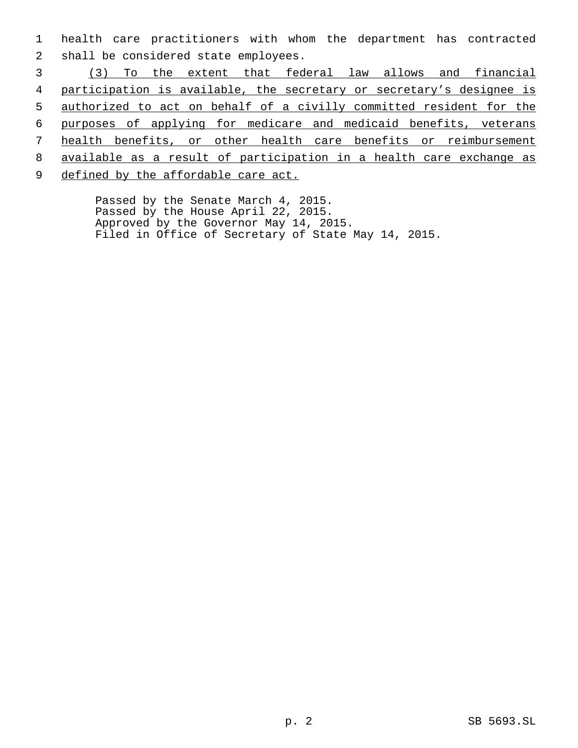health care practitioners with whom the department has contracted shall be considered state employees.

(3) To the extent that federal law allows and financial participation is available, the secretary or secretary's designee is authorized to act on behalf of a civilly committed resident for the purposes of applying for medicare and medicaid benefits, veterans health benefits, or other health care benefits or reimbursement available as a result of participation in a health care exchange as defined by the affordable care act.

Passed by the Senate March 4, 2015.
Passed by the House April 22, 2015.
Approved by the Governor May 14, 2015.
Filed in Office of Secretary of State May 14, 2015.